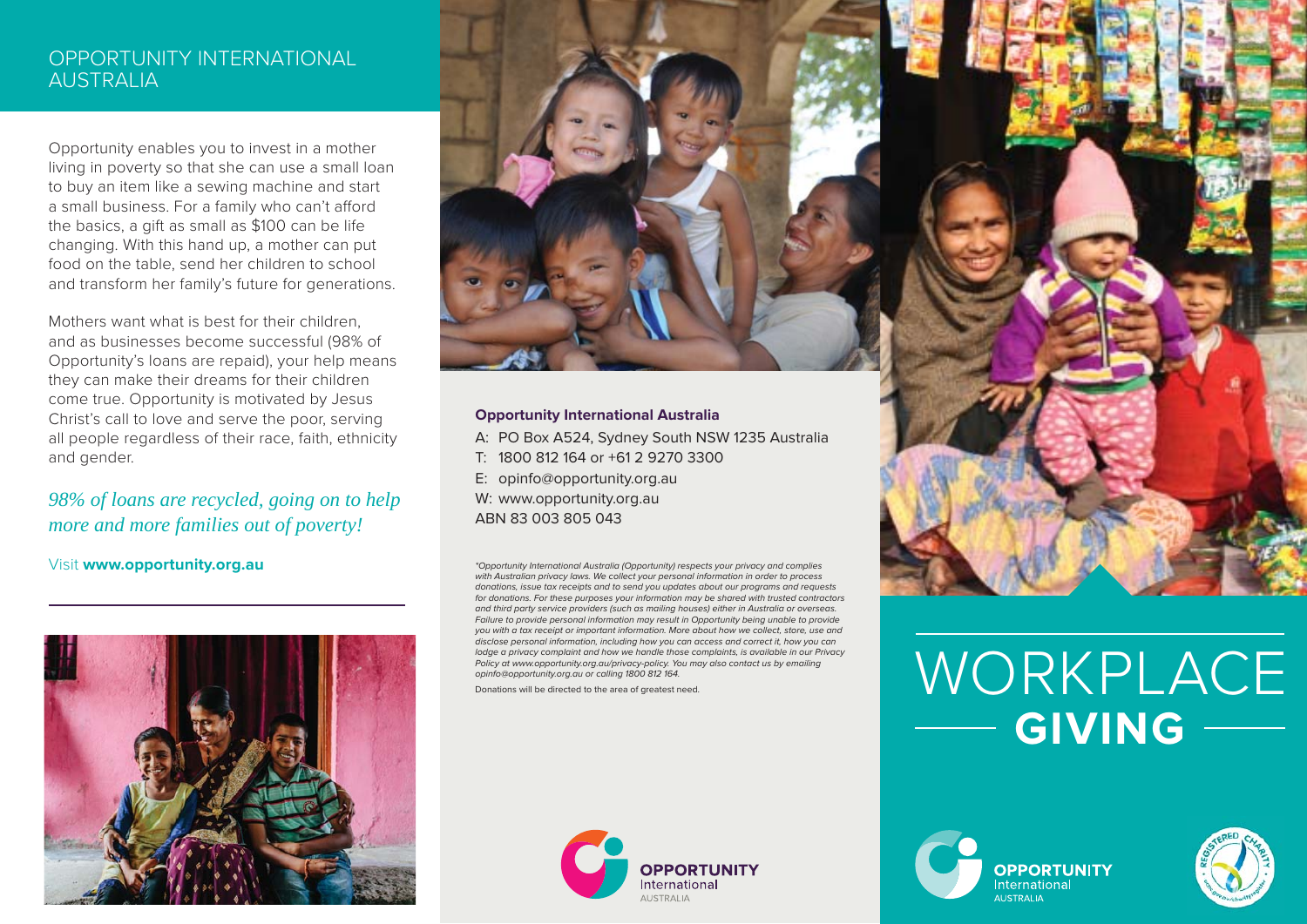## OPPORTUNITY INTERNATIONAL AUSTRALIA

Opportunity enables you to invest in a mother living in poverty so that she can use a small loan to buy an item like a sewing machine and start a small business. For a family who can't afford the basics, a gift as small as $100 can be life changing. With this hand up, a mother can put food on the table, send her children to school and transform her family's future for generations.

Mothers want what is best for their children, and as businesses become successful (98% of Opportunity's loans are repaid), your help means they can make their dreams for their children come true. Opportunity is motivated by Jesus Christ's call to love and serve the poor, serving all people regardless of their race, faith, ethnicity and gender.

*98% of loans are recycled, going on to help more and more families out of poverty!*

Visit **www.opportunity.org.au**

**Opportunity International Australia**

A: PO Box A524, Sydney South NSW 1235 Australia
T: 1800 812 164 or +61 2 9270 3300
E: opinfo@opportunity.org.au
W: www.opportunity.org.au
ABN 83 003 805 043

*\*Opportunity International Australia (Opportunity) respects your privacy and complies with Australian privacy laws. We collect your personal information in order to process donations, issue tax receipts and to send you updates about our programs and requests for donations. For these purposes your information may be shared with trusted contractors and third party service providers (such as mailing houses) either in Australia or overseas. Failure to provide personal information may result in Opportunity being unable to provide you with a tax receipt or important information. More about how we collect, store, use and disclose personal information, including how you can access and correct it, how you can lodge a privacy complaint and how we handle those complaints, is available in our Privacy Policy at www.opportunity.org.au/privacy-policy. You may also contact us by emailing opinfo@opportunity.org.au or calling 1800 812 164.*

Donations will be directed to the area of greatest need.

OPPORTUNITY International AUSTRALIA

# WORKPLACE GIVING

OPPORTUNITY International AUSTRALIA

REGISTERED CHARITY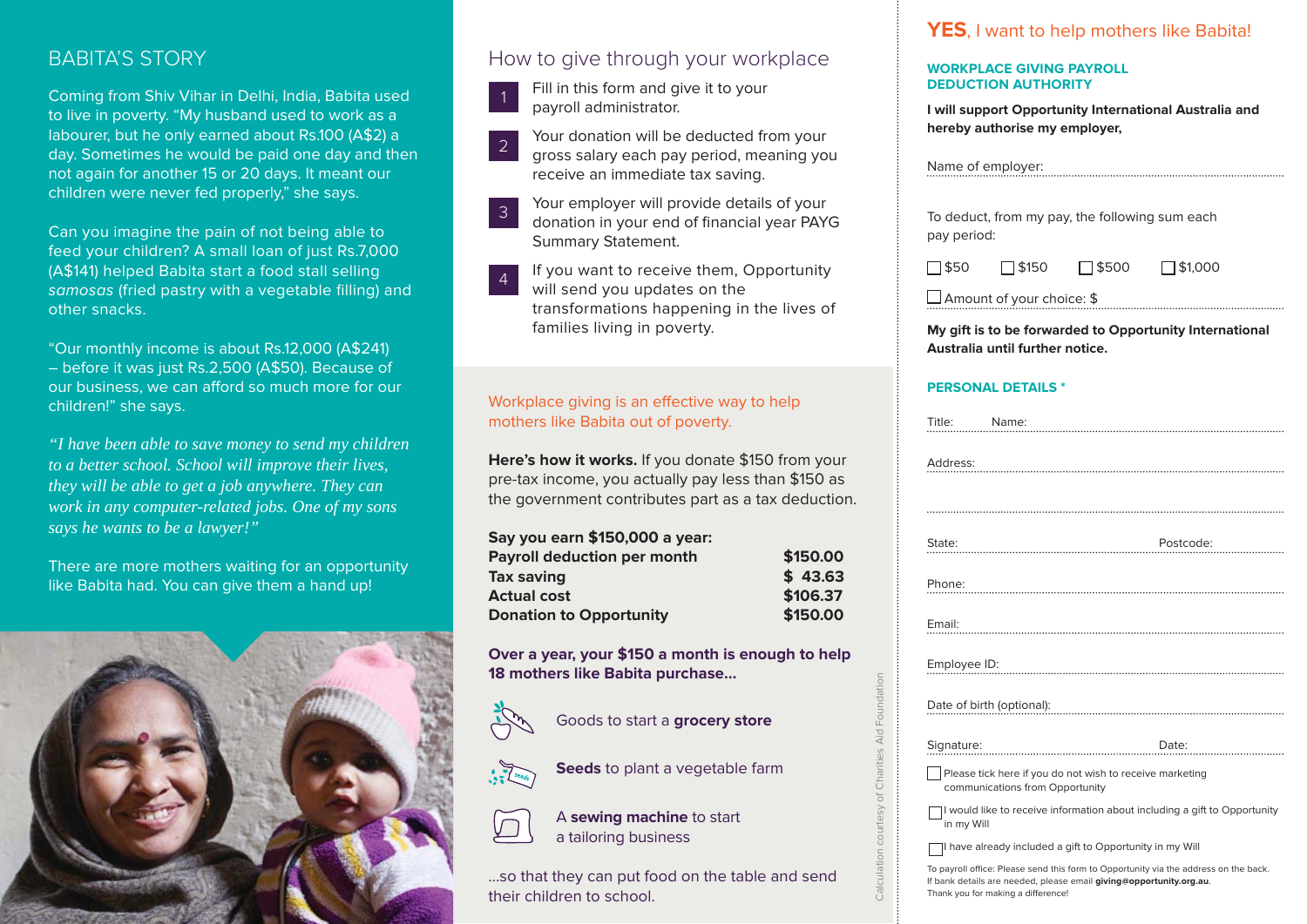## BABITA'S STORY

Coming from Shiv Vihar in Delhi, India, Babita used to live in poverty. "My husband used to work as a labourer, but he only earned about Rs.100 (A$2) a day. Sometimes he would be paid one day and then not again for another 15 or 20 days. It meant our children were never fed properly," she says.

Can you imagine the pain of not being able to feed your children? A small loan of just Rs.7,000 (A$141) helped Babita start a food stall selling *samosas* (fried pastry with a vegetable filling) and other snacks.

"Our monthly income is about Rs.12,000 (A$241) – before it was just Rs.2,500 (A$50). Because of our business, we can afford so much more for our children!" she says.

*"I have been able to save money to send my children to a better school. School will improve their lives, they will be able to get a job anywhere. They can work in any computer-related jobs. One of my sons says he wants to be a lawyer!"*

There are more mothers waiting for an opportunity like Babita had. You can give them a hand up!

## How to give through your workplace

1. Fill in this form and give it to your payroll administrator.
2. Your donation will be deducted from your gross salary each pay period, meaning you receive an immediate tax saving.
3. Your employer will provide details of your donation in your end of financial year PAYG Summary Statement.
4. If you want to receive them, Opportunity will send you updates on the transformations happening in the lives of families living in poverty.

Workplace giving is an effective way to help mothers like Babita out of poverty.

**Here's how it works.** If you donate $150 from your pre-tax income, you actually pay less than $150 as the government contributes part as a tax deduction.

| **Say you earn $150,000 a year:** | |
|---|---|
| **Payroll deduction per month** | **$150.00** |
| **Tax saving** | **$ 43.63** |
| **Actual cost** | **$106.37** |
| **Donation to Opportunity** | **$150.00** |

**Over a year, your $150 a month is enough to help 18 mothers like Babita purchase...**

- Goods to start a **grocery store**
- **Seeds** to plant a vegetable farm
- A **sewing machine** to start a tailoring business

...so that they can put food on the table and send their children to school.

Calculation courtesy of Charities Aid Foundation

## YES, I want to help mothers like Babita!

### WORKPLACE GIVING PAYROLL DEDUCTION AUTHORITY

**I will support Opportunity International Australia and hereby authorise my employer,**

Name of employer: ..............................

To deduct, from my pay, the following sum each pay period:

☐ $50 ☐ $150 ☐ $500 ☐ $1,000

☐ Amount of your choice: $ ..............................

**My gift is to be forwarded to Opportunity International Australia until further notice.**

### PERSONAL DETAILS *

Title: ........ Name: ..............................

Address: ..............................

..............................

State: .............................. Postcode: ..............................

Phone: ..............................

Email: ..............................

Employee ID: ..............................

Date of birth (optional): ..............................

Signature: .............................. Date: ..............................

☐ Please tick here if you do not wish to receive marketing communications from Opportunity

☐ I would like to receive information about including a gift to Opportunity in my Will

☐ I have already included a gift to Opportunity in my Will

To payroll office: Please send this form to Opportunity via the address on the back. If bank details are needed, please email **giving@opportunity.org.au**. Thank you for making a difference!